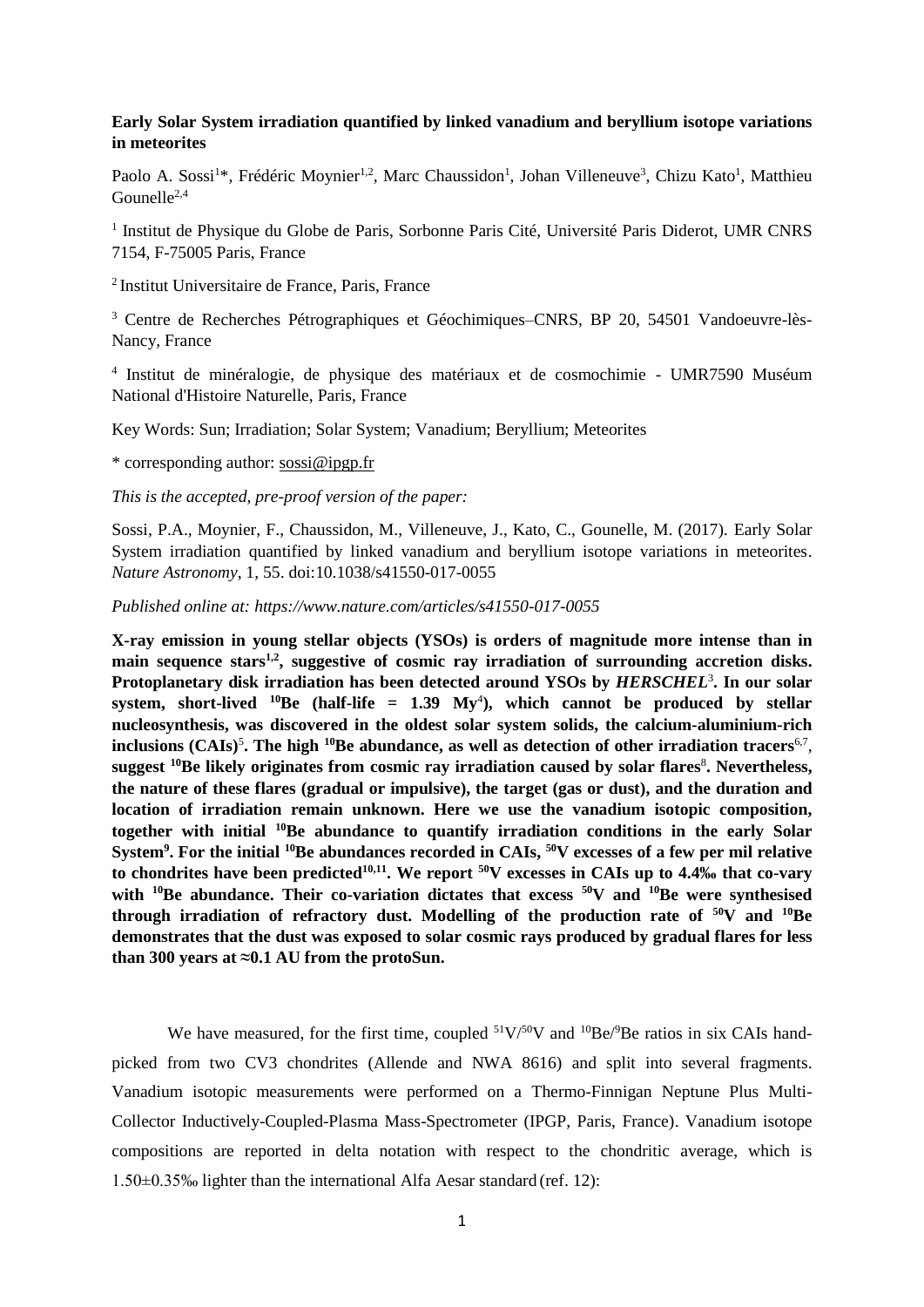**Early Solar System irradiation quantified by linked vanadium and beryllium isotope variations in meteorites**

Paolo A. Sossi[1]*, Frédéric Moynier[1,2], Marc Chaussidon[1], Johan Villeneuve[3], Chizu Kato[1], Matthieu Gounelle[2,4]

[1] Institut de Physique du Globe de Paris, Sorbonne Paris Cité, Université Paris Diderot, UMR CNRS 7154, F-75005 Paris, France

[2] Institut Universitaire de France, Paris, France

[3] Centre de Recherches Pétrographiques et Géochimiques–CNRS, BP 20, 54501 Vandoeuvre-lès-Nancy, France

[4] Institut de minéralogie, de physique des matériaux et de cosmochimie - UMR7590 Muséum National d'Histoire Naturelle, Paris, France

Key Words: Sun; Irradiation; Solar System; Vanadium; Beryllium; Meteorites

* corresponding author: sossi@ipgp.fr

*This is the accepted, pre-proof version of the paper:*

Sossi, P.A., Moynier, F., Chaussidon, M., Villeneuve, J., Kato, C., Gounelle, M. (2017). Early Solar System irradiation quantified by linked vanadium and beryllium isotope variations in meteorites. *Nature Astronomy*, 1, 55. doi:10.1038/s41550-017-0055

*Published online at: https://www.nature.com/articles/s41550-017-0055*

**X-ray emission in young stellar objects (YSOs) is orders of magnitude more intense than in main sequence stars[1,2], suggestive of cosmic ray irradiation of surrounding accretion disks. Protoplanetary disk irradiation has been detected around YSOs by *HERSCHEL*[3]. In our solar system, short-lived $^{10}$Be (half-life = 1.39 My[4]), which cannot be produced by stellar nucleosynthesis, was discovered in the oldest solar system solids, the calcium-aluminium-rich inclusions (CAIs)[5]. The high $^{10}$Be abundance, as well as detection of other irradiation tracers[6,7], suggest $^{10}$Be likely originates from cosmic ray irradiation caused by solar flares[8]. Nevertheless, the nature of these flares (gradual or impulsive), the target (gas or dust), and the duration and location of irradiation remain unknown. Here we use the vanadium isotopic composition, together with initial $^{10}$Be abundance to quantify irradiation conditions in the early Solar System[9]. For the initial $^{10}$Be abundances recorded in CAIs, $^{50}$V excesses of a few per mil relative to chondrites have been predicted[10,11]. We report $^{50}$V excesses in CAIs up to 4.4‰ that co-vary with $^{10}$Be abundance. Their co-variation dictates that excess $^{50}$V and $^{10}$Be were synthesised through irradiation of refractory dust. Modelling of the production rate of $^{50}$V and $^{10}$Be demonstrates that the dust was exposed to solar cosmic rays produced by gradual flares for less than 300 years at ≈0.1 AU from the protoSun.**

We have measured, for the first time, coupled $^{51}$V/$^{50}$V and $^{10}$Be/$^{9}$Be ratios in six CAIs hand-picked from two CV3 chondrites (Allende and NWA 8616) and split into several fragments. Vanadium isotopic measurements were performed on a Thermo-Finnigan Neptune Plus Multi-Collector Inductively-Coupled-Plasma Mass-Spectrometer (IPGP, Paris, France). Vanadium isotope compositions are reported in delta notation with respect to the chondritic average, which is 1.50±0.35‰ lighter than the international Alfa Aesar standard (ref. 12):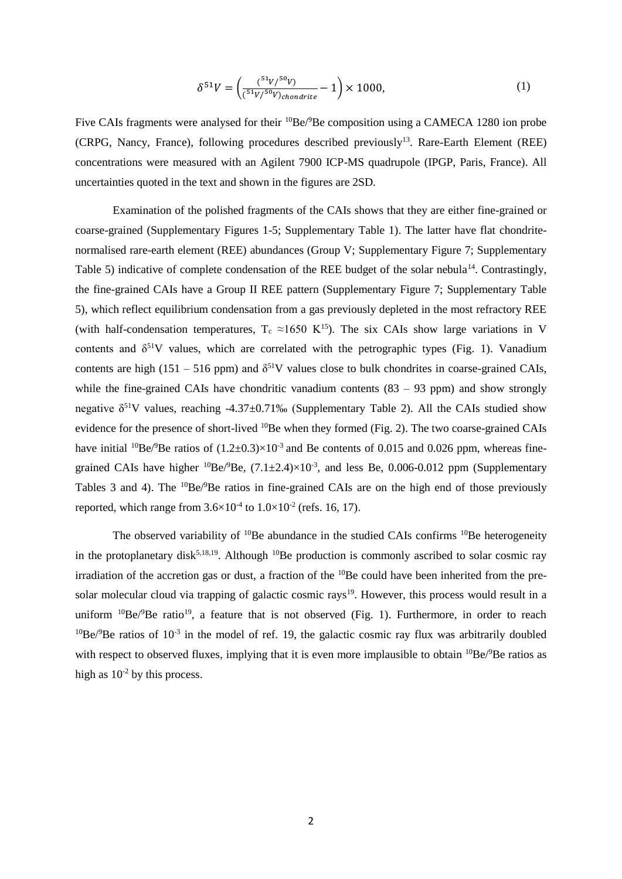$$\delta^{51}V = \left(\frac{(^{51}V/^{50}V)}{(^{51}V/^{50}V)_{chondrite}} - 1\right) \times 1000, \quad (1)$$

Five CAIs fragments were analysed for their $^{10}Be/^{9}Be$ composition using a CAMECA 1280 ion probe (CRPG, Nancy, France), following procedures described previously[13]. Rare-Earth Element (REE) concentrations were measured with an Agilent 7900 ICP-MS quadrupole (IPGP, Paris, France). All uncertainties quoted in the text and shown in the figures are 2SD.

Examination of the polished fragments of the CAIs shows that they are either fine-grained or coarse-grained (Supplementary Figures 1-5; Supplementary Table 1). The latter have flat chondrite-normalised rare-earth element (REE) abundances (Group V; Supplementary Figure 7; Supplementary Table 5) indicative of complete condensation of the REE budget of the solar nebula[14]. Contrastingly, the fine-grained CAIs have a Group II REE pattern (Supplementary Figure 7; Supplementary Table 5), which reflect equilibrium condensation from a gas previously depleted in the most refractory REE (with half-condensation temperatures, $T_c \approx 1650$ K[15]). The six CAIs show large variations in V contents and $\delta^{51}V$ values, which are correlated with the petrographic types (Fig. 1). Vanadium contents are high (151 – 516 ppm) and $\delta^{51}V$ values close to bulk chondrites in coarse-grained CAIs, while the fine-grained CAIs have chondritic vanadium contents (83 – 93 ppm) and show strongly negative $\delta^{51}V$ values, reaching -4.37±0.71‰ (Supplementary Table 2). All the CAIs studied show evidence for the presence of short-lived $^{10}Be$ when they formed (Fig. 2). The two coarse-grained CAIs have initial $^{10}Be/^{9}Be$ ratios of $(1.2\pm0.3)\times10^{-3}$ and Be contents of 0.015 and 0.026 ppm, whereas fine-grained CAIs have higher $^{10}Be/^{9}Be$, $(7.1\pm2.4)\times10^{-3}$, and less Be, 0.006-0.012 ppm (Supplementary Tables 3 and 4). The $^{10}Be/^{9}Be$ ratios in fine-grained CAIs are on the high end of those previously reported, which range from $3.6\times10^{-4}$ to $1.0\times10^{-2}$ (refs. 16, 17).

The observed variability of $^{10}Be$ abundance in the studied CAIs confirms $^{10}Be$ heterogeneity in the protoplanetary disk[5,18,19]. Although $^{10}Be$ production is commonly ascribed to solar cosmic ray irradiation of the accretion gas or dust, a fraction of the $^{10}Be$ could have been inherited from the pre-solar molecular cloud via trapping of galactic cosmic rays[19]. However, this process would result in a uniform $^{10}Be/^{9}Be$ ratio[19], a feature that is not observed (Fig. 1). Furthermore, in order to reach $^{10}Be/^{9}Be$ ratios of $10^{-3}$ in the model of ref. 19, the galactic cosmic ray flux was arbitrarily doubled with respect to observed fluxes, implying that it is even more implausible to obtain $^{10}Be/^{9}Be$ ratios as high as $10^{-2}$ by this process.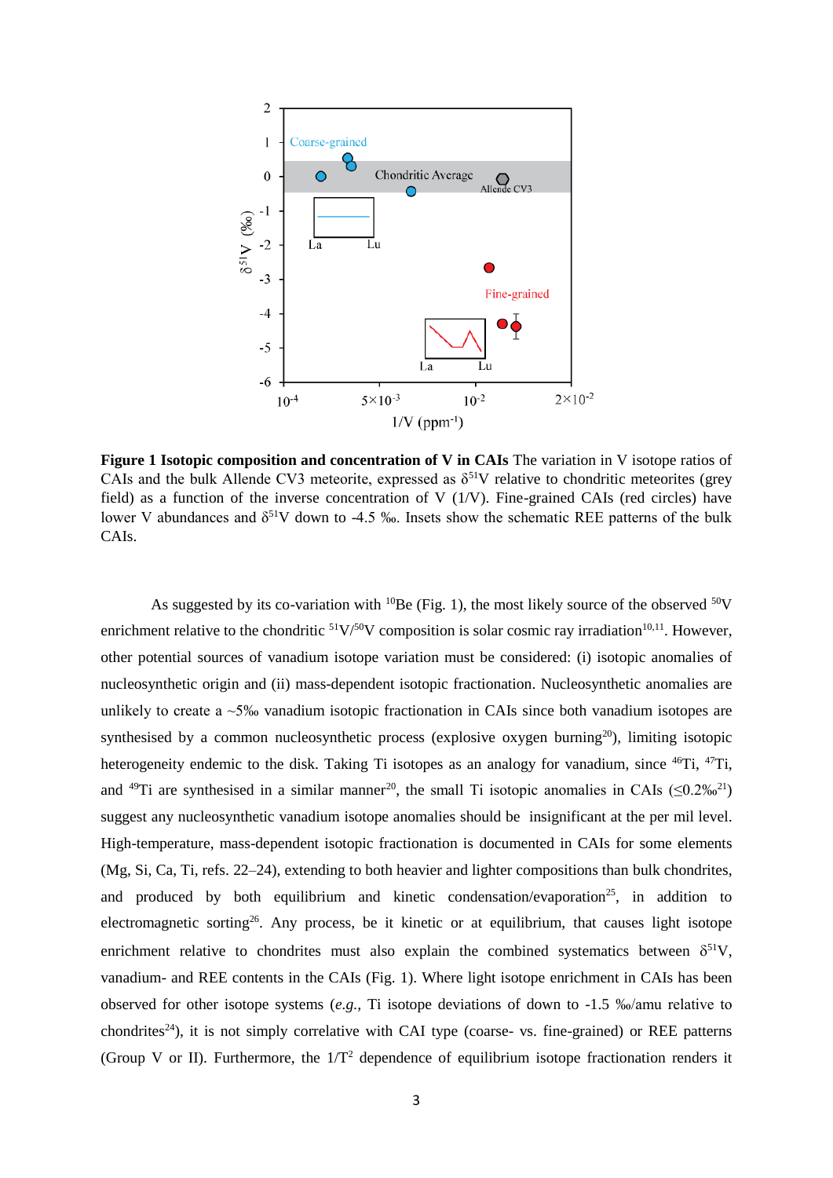**Figure 1 Isotopic composition and concentration of V in CAIs** The variation in V isotope ratios of CAIs and the bulk Allende CV3 meteorite, expressed as $\delta^{51}V$ relative to chondritic meteorites (grey field) as a function of the inverse concentration of V (1/V). Fine-grained CAIs (red circles) have lower V abundances and $\delta^{51}V$ down to -4.5 ‰. Insets show the schematic REE patterns of the bulk CAIs.

As suggested by its co-variation with $^{10}Be$ (Fig. 1), the most likely source of the observed $^{50}V$ enrichment relative to the chondritic $^{51}V/^{50}V$ composition is solar cosmic ray irradiation[10,11]. However, other potential sources of vanadium isotope variation must be considered: (i) isotopic anomalies of nucleosynthetic origin and (ii) mass-dependent isotopic fractionation. Nucleosynthetic anomalies are unlikely to create a ~5‰ vanadium isotopic fractionation in CAIs since both vanadium isotopes are synthesised by a common nucleosynthetic process (explosive oxygen burning[20]), limiting isotopic heterogeneity endemic to the disk. Taking Ti isotopes as an analogy for vanadium, since $^{46}Ti$, $^{47}Ti$, and $^{49}Ti$ are synthesised in a similar manner[20], the small Ti isotopic anomalies in CAIs (≤0.2‰[21]) suggest any nucleosynthetic vanadium isotope anomalies should be insignificant at the per mil level. High-temperature, mass-dependent isotopic fractionation is documented in CAIs for some elements (Mg, Si, Ca, Ti, refs. 22–24), extending to both heavier and lighter compositions than bulk chondrites, and produced by both equilibrium and kinetic condensation/evaporation[25], in addition to electromagnetic sorting[26]. Any process, be it kinetic or at equilibrium, that causes light isotope enrichment relative to chondrites must also explain the combined systematics between $\delta^{51}V$, vanadium- and REE contents in the CAIs (Fig. 1). Where light isotope enrichment in CAIs has been observed for other isotope systems (*e.g.*, Ti isotope deviations of down to -1.5 ‰/amu relative to chondrites[24]), it is not simply correlative with CAI type (coarse- vs. fine-grained) or REE patterns (Group V or II). Furthermore, the $1/T^2$ dependence of equilibrium isotope fractionation renders it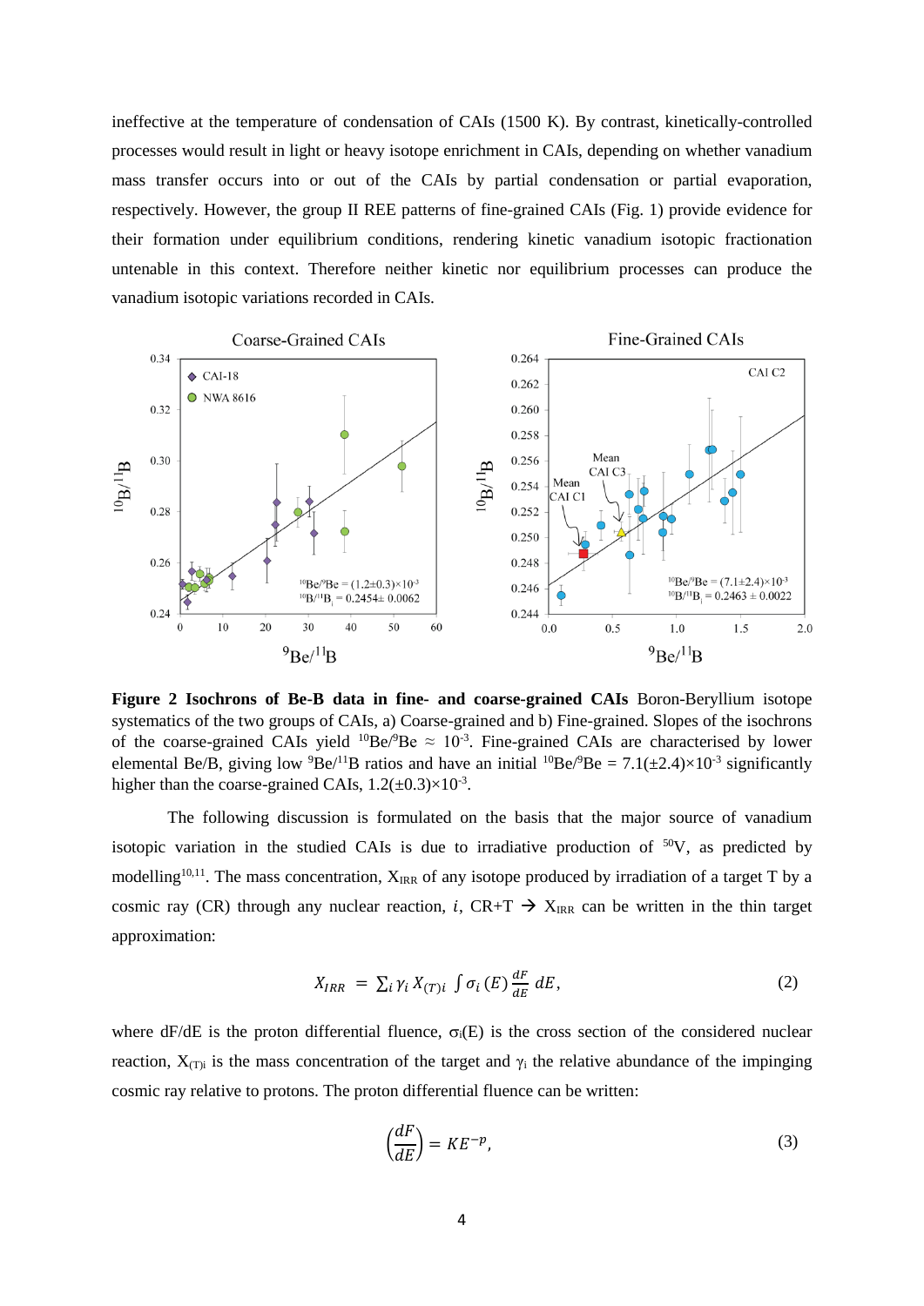ineffective at the temperature of condensation of CAIs (1500 K). By contrast, kinetically-controlled processes would result in light or heavy isotope enrichment in CAIs, depending on whether vanadium mass transfer occurs into or out of the CAIs by partial condensation or partial evaporation, respectively. However, the group II REE patterns of fine-grained CAIs (Fig. 1) provide evidence for their formation under equilibrium conditions, rendering kinetic vanadium isotopic fractionation untenable in this context. Therefore neither kinetic nor equilibrium processes can produce the vanadium isotopic variations recorded in CAIs.

**Figure 2 Isochrons of Be-B data in fine- and coarse-grained CAIs** Boron-Beryllium isotope systematics of the two groups of CAIs, a) Coarse-grained and b) Fine-grained. Slopes of the isochrons of the coarse-grained CAIs yield $^{10}Be/^{9}Be \approx 10^{-3}$. Fine-grained CAIs are characterised by lower elemental Be/B, giving low $^{9}Be/^{11}B$ ratios and have an initial $^{10}Be/^{9}Be = 7.1(\pm2.4)\times10^{-3}$ significantly higher than the coarse-grained CAIs, $1.2(\pm0.3)\times10^{-3}$.

The following discussion is formulated on the basis that the major source of vanadium isotopic variation in the studied CAIs is due to irradiative production of $^{50}V$, as predicted by modelling[10,11]. The mass concentration, $X_{IRR}$ of any isotope produced by irradiation of a target T by a cosmic ray (CR) through any nuclear reaction, $i$, CR+T → $X_{IRR}$ can be written in the thin target approximation:

$$X_{IRR} = \sum_i \gamma_i \, X_{(T)i} \int \sigma_i(E) \frac{dF}{dE} \, dE, \tag{2}$$

where dF/dE is the proton differential fluence, $\sigma_i(E)$ is the cross section of the considered nuclear reaction, $X_{(T)i}$ is the mass concentration of the target and $\gamma_i$ the relative abundance of the impinging cosmic ray relative to protons. The proton differential fluence can be written:

$$\left(\frac{dF}{dE}\right) = KE^{-p}, \tag{3}$$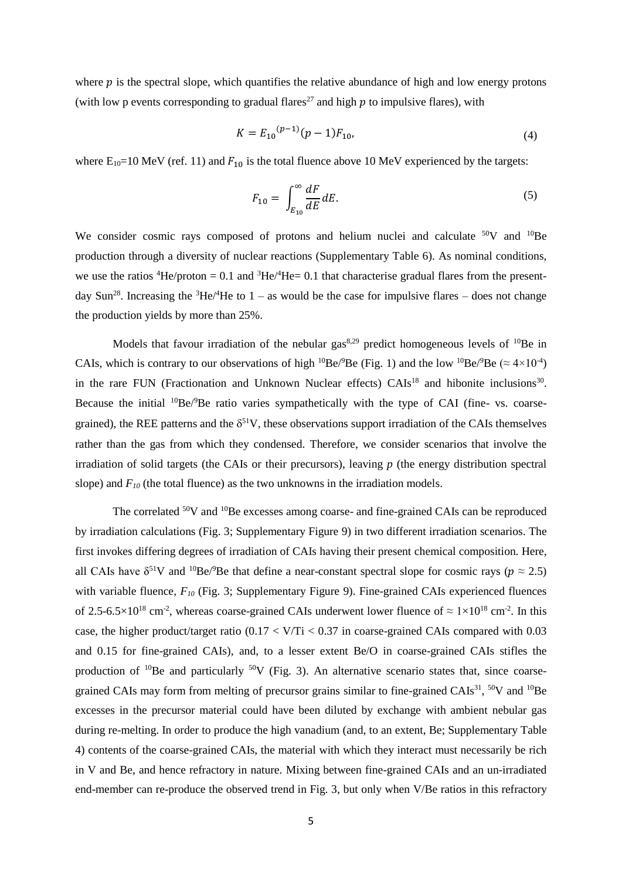where $p$ is the spectral slope, which quantifies the relative abundance of high and low energy protons (with low p events corresponding to gradual flares[27] and high $p$ to impulsive flares), with

$$K = E_{10}{}^{(p-1)}(p-1)F_{10}, \tag{4}$$

where $E_{10}$=10 MeV (ref. 11) and $F_{10}$ is the total fluence above 10 MeV experienced by the targets:

$$F_{10} = \int_{E_{10}}^{\infty} \frac{dF}{dE} dE. \tag{5}$$

We consider cosmic rays composed of protons and helium nuclei and calculate $^{50}V$ and $^{10}Be$ production through a diversity of nuclear reactions (Supplementary Table 6). As nominal conditions, we use the ratios $^{4}He$/proton = 0.1 and $^{3}He/^{4}He$= 0.1 that characterise gradual flares from the present-day Sun[28]. Increasing the $^{3}He/^{4}He$ to 1 – as would be the case for impulsive flares – does not change the production yields by more than 25%.

Models that favour irradiation of the nebular gas[8,29] predict homogeneous levels of $^{10}Be$ in CAIs, which is contrary to our observations of high $^{10}Be/^{9}Be$ (Fig. 1) and the low $^{10}Be/^{9}Be$ ($\approx 4\times10^{-4}$) in the rare FUN (Fractionation and Unknown Nuclear effects) CAIs[18] and hibonite inclusions[30]. Because the initial $^{10}Be/^{9}Be$ ratio varies sympathetically with the type of CAI (fine- vs. coarse-grained), the REE patterns and the $\delta^{51}V$, these observations support irradiation of the CAIs themselves rather than the gas from which they condensed. Therefore, we consider scenarios that involve the irradiation of solid targets (the CAIs or their precursors), leaving $p$ (the energy distribution spectral slope) and $F_{10}$ (the total fluence) as the two unknowns in the irradiation models.

The correlated $^{50}V$ and $^{10}Be$ excesses among coarse- and fine-grained CAIs can be reproduced by irradiation calculations (Fig. 3; Supplementary Figure 9) in two different irradiation scenarios. The first invokes differing degrees of irradiation of CAIs having their present chemical composition. Here, all CAIs have $\delta^{51}V$ and $^{10}Be/^{9}Be$ that define a near-constant spectral slope for cosmic rays ($p \approx 2.5$) with variable fluence, $F_{10}$ (Fig. 3; Supplementary Figure 9). Fine-grained CAIs experienced fluences of 2.5-6.5$\times10^{18}$ cm$^{-2}$, whereas coarse-grained CAIs underwent lower fluence of $\approx 1\times10^{18}$ cm$^{-2}$. In this case, the higher product/target ratio ($0.17 < V/Ti < 0.37$ in coarse-grained CAIs compared with 0.03 and 0.15 for fine-grained CAIs), and, to a lesser extent Be/O in coarse-grained CAIs stifles the production of $^{10}Be$ and particularly $^{50}V$ (Fig. 3). An alternative scenario states that, since coarse-grained CAIs may form from melting of precursor grains similar to fine-grained CAIs[31], $^{50}V$ and $^{10}Be$ excesses in the precursor material could have been diluted by exchange with ambient nebular gas during re-melting. In order to produce the high vanadium (and, to an extent, Be; Supplementary Table 4) contents of the coarse-grained CAIs, the material with which they interact must necessarily be rich in V and Be, and hence refractory in nature. Mixing between fine-grained CAIs and an un-irradiated end-member can re-produce the observed trend in Fig. 3, but only when V/Be ratios in this refractory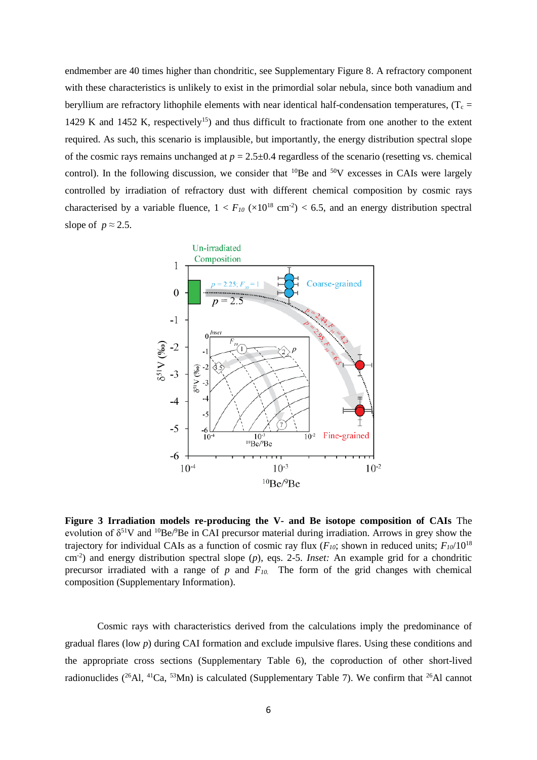endmember are 40 times higher than chondritic, see Supplementary Figure 8. A refractory component with these characteristics is unlikely to exist in the primordial solar nebula, since both vanadium and beryllium are refractory lithophile elements with near identical half-condensation temperatures, ($T_c$ = 1429 K and 1452 K, respectively[15]) and thus difficult to fractionate from one another to the extent required. As such, this scenario is implausible, but importantly, the energy distribution spectral slope of the cosmic rays remains unchanged at $p = 2.5 \pm 0.4$ regardless of the scenario (resetting vs. chemical control). In the following discussion, we consider that $^{10}$Be and $^{50}$V excesses in CAIs were largely controlled by irradiation of refractory dust with different chemical composition by cosmic rays characterised by a variable fluence, $1 < F_{10}$ ($\times 10^{18}$ cm$^{-2}$) $< 6.5$, and an energy distribution spectral slope of $p \approx 2.5$.

**Figure 3 Irradiation models re-producing the V- and Be isotope composition of CAIs** The evolution of $\delta^{51}$V and $^{10}$Be/$^{9}$Be in CAI precursor material during irradiation. Arrows in grey show the trajectory for individual CAIs as a function of cosmic ray flux ($F_{10}$; shown in reduced units; $F_{10}/10^{18}$ cm$^{-2}$) and energy distribution spectral slope ($p$), eqs. 2-5. *Inset:* An example grid for a chondritic precursor irradiated with a range of $p$ and $F_{10}$. The form of the grid changes with chemical composition (Supplementary Information).

Cosmic rays with characteristics derived from the calculations imply the predominance of gradual flares (low $p$) during CAI formation and exclude impulsive flares. Using these conditions and the appropriate cross sections (Supplementary Table 6), the coproduction of other short-lived radionuclides ($^{26}$Al, $^{41}$Ca, $^{53}$Mn) is calculated (Supplementary Table 7). We confirm that $^{26}$Al cannot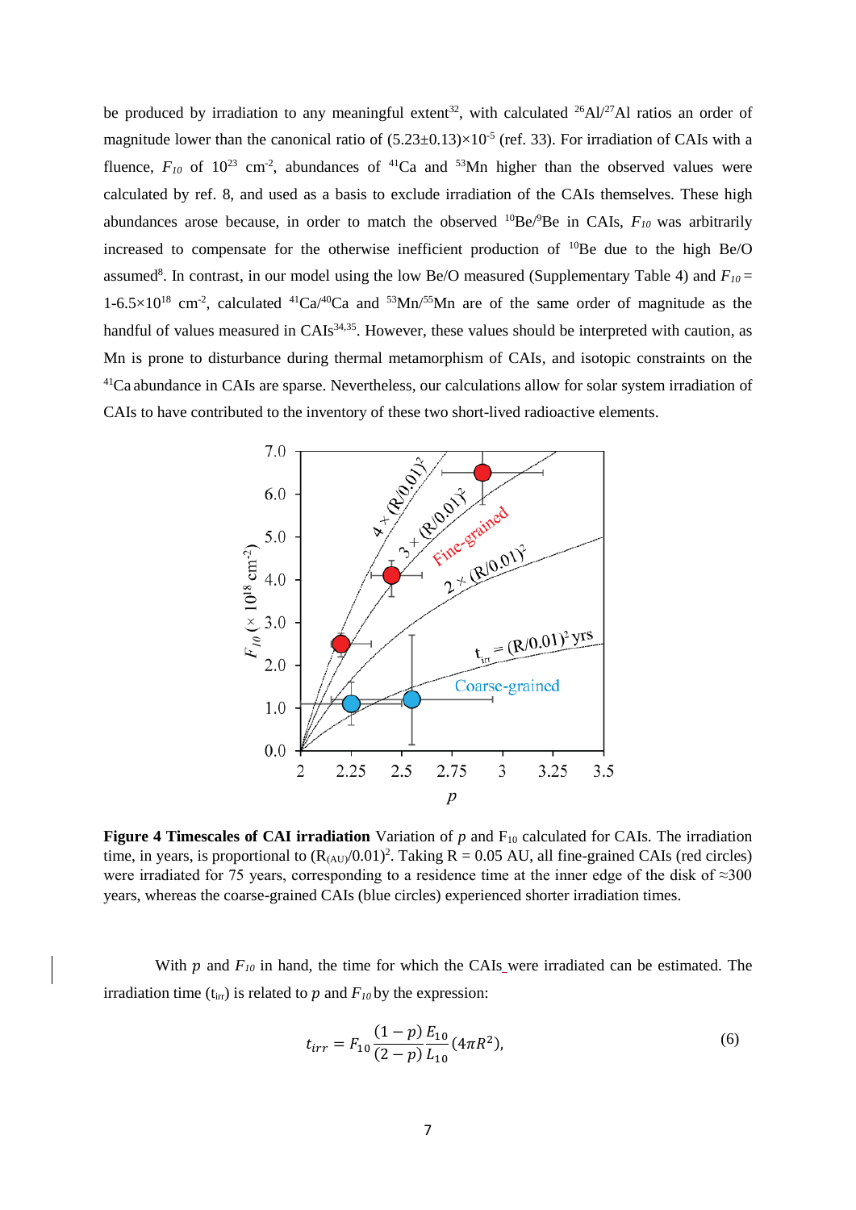be produced by irradiation to any meaningful extent[32], with calculated $^{26}Al/^{27}Al$ ratios an order of magnitude lower than the canonical ratio of $(5.23\pm0.13)\times10^{-5}$ (ref. 33). For irradiation of CAIs with a fluence, $F_{10}$ of $10^{23}$ cm$^{-2}$, abundances of $^{41}Ca$ and $^{53}Mn$ higher than the observed values were calculated by ref. 8, and used as a basis to exclude irradiation of the CAIs themselves. These high abundances arose because, in order to match the observed $^{10}Be/^{9}Be$ in CAIs, $F_{10}$ was arbitrarily increased to compensate for the otherwise inefficient production of $^{10}Be$ due to the high Be/O assumed[8]. In contrast, in our model using the low Be/O measured (Supplementary Table 4) and $F_{10}$ = 1-6.5×10$^{18}$ cm$^{-2}$, calculated $^{41}Ca/^{40}Ca$ and $^{53}Mn/^{55}Mn$ are of the same order of magnitude as the handful of values measured in CAIs[34,35]. However, these values should be interpreted with caution, as Mn is prone to disturbance during thermal metamorphism of CAIs, and isotopic constraints on the $^{41}Ca$ abundance in CAIs are sparse. Nevertheless, our calculations allow for solar system irradiation of CAIs to have contributed to the inventory of these two short-lived radioactive elements.

**Figure 4 Timescales of CAI irradiation** Variation of $p$ and $F_{10}$ calculated for CAIs. The irradiation time, in years, is proportional to $(R_{(AU)}/0.01)^2$. Taking R = 0.05 AU, all fine-grained CAIs (red circles) were irradiated for 75 years, corresponding to a residence time at the inner edge of the disk of ≈300 years, whereas the coarse-grained CAIs (blue circles) experienced shorter irradiation times.

With $p$ and $F_{10}$ in hand, the time for which the CAIs were irradiated can be estimated. The irradiation time ($t_{irr}$) is related to $p$ and $F_{10}$ by the expression:

$$t_{irr} = F_{10}\frac{(1-p)}{(2-p)}\frac{E_{10}}{L_{10}}(4\pi R^2), \tag{6}$$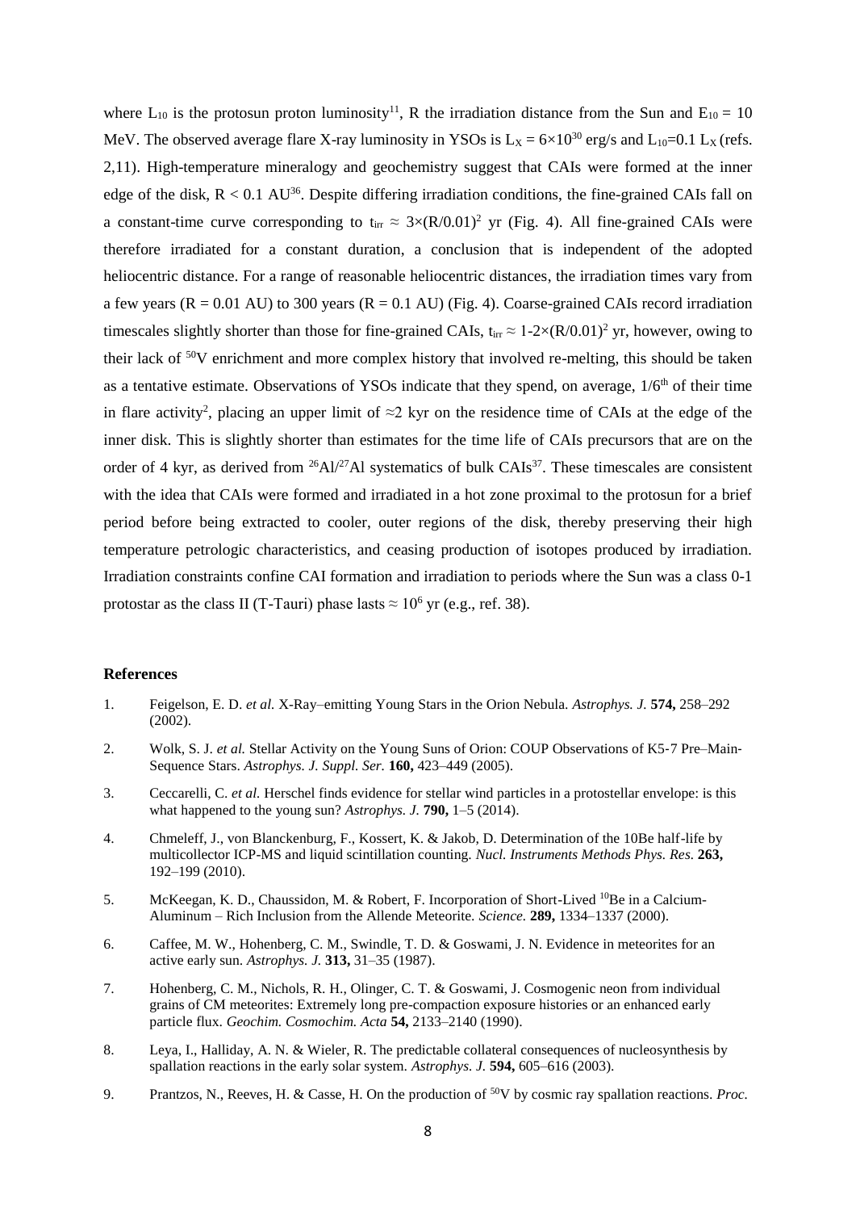where $L_{10}$ is the protosun proton luminosity[11], R the irradiation distance from the Sun and $E_{10} = 10$ MeV. The observed average flare X-ray luminosity in YSOs is $L_X = 6\times10^{30}$ erg/s and $L_{10}$=0.1 $L_X$ (refs. 2,11). High-temperature mineralogy and geochemistry suggest that CAIs were formed at the inner edge of the disk, R < 0.1 AU[36]. Despite differing irradiation conditions, the fine-grained CAIs fall on a constant-time curve corresponding to $t_{irr} \approx 3\times(R/0.01)^2$ yr (Fig. 4). All fine-grained CAIs were therefore irradiated for a constant duration, a conclusion that is independent of the adopted heliocentric distance. For a range of reasonable heliocentric distances, the irradiation times vary from a few years (R = 0.01 AU) to 300 years (R = 0.1 AU) (Fig. 4). Coarse-grained CAIs record irradiation timescales slightly shorter than those for fine-grained CAIs, $t_{irr} \approx 1\text{-}2\times(R/0.01)^2$ yr, however, owing to their lack of $^{50}$V enrichment and more complex history that involved re-melting, this should be taken as a tentative estimate. Observations of YSOs indicate that they spend, on average, 1/6$^{th}$ of their time in flare activity[2], placing an upper limit of ≈2 kyr on the residence time of CAIs at the edge of the inner disk. This is slightly shorter than estimates for the time life of CAIs precursors that are on the order of 4 kyr, as derived from $^{26}$Al/$^{27}$Al systematics of bulk CAIs[37]. These timescales are consistent with the idea that CAIs were formed and irradiated in a hot zone proximal to the protosun for a brief period before being extracted to cooler, outer regions of the disk, thereby preserving their high temperature petrologic characteristics, and ceasing production of isotopes produced by irradiation. Irradiation constraints confine CAI formation and irradiation to periods where the Sun was a class 0-1 protostar as the class II (T-Tauri) phase lasts ≈ $10^6$ yr (e.g., ref. 38).

## References

1. Feigelson, E. D. *et al.* X-Ray–emitting Young Stars in the Orion Nebula. *Astrophys. J.* **574,** 258–292 (2002).
2. Wolk, S. J. *et al.* Stellar Activity on the Young Suns of Orion: COUP Observations of K5-7 Pre–Main-Sequence Stars. *Astrophys. J. Suppl. Ser.* **160,** 423–449 (2005).
3. Ceccarelli, C. *et al.* Herschel finds evidence for stellar wind particles in a protostellar envelope: is this what happened to the young sun? *Astrophys. J.* **790,** 1–5 (2014).
4. Chmeleff, J., von Blanckenburg, F., Kossert, K. & Jakob, D. Determination of the 10Be half-life by multicollector ICP-MS and liquid scintillation counting. *Nucl. Instruments Methods Phys. Res.* **263,** 192–199 (2010).
5. McKeegan, K. D., Chaussidon, M. & Robert, F. Incorporation of Short-Lived $^{10}$Be in a Calcium-Aluminum – Rich Inclusion from the Allende Meteorite. *Science.* **289,** 1334–1337 (2000).
6. Caffee, M. W., Hohenberg, C. M., Swindle, T. D. & Goswami, J. N. Evidence in meteorites for an active early sun. *Astrophys. J.* **313,** 31–35 (1987).
7. Hohenberg, C. M., Nichols, R. H., Olinger, C. T. & Goswami, J. Cosmogenic neon from individual grains of CM meteorites: Extremely long pre-compaction exposure histories or an enhanced early particle flux. *Geochim. Cosmochim. Acta* **54,** 2133–2140 (1990).
8. Leya, I., Halliday, A. N. & Wieler, R. The predictable collateral consequences of nucleosynthesis by spallation reactions in the early solar system. *Astrophys. J.* **594,** 605–616 (2003).
9. Prantzos, N., Reeves, H. & Casse, H. On the production of $^{50}$V by cosmic ray spallation reactions. *Proc.*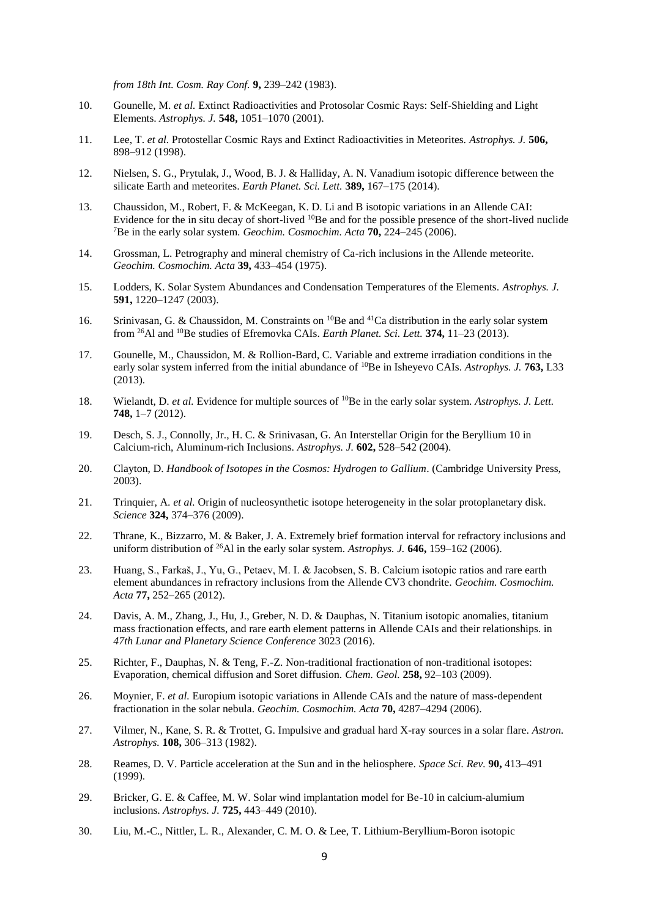*from 18th Int. Cosm. Ray Conf.* **9,** 239–242 (1983).

10. Gounelle, M. *et al.* Extinct Radioactivities and Protosolar Cosmic Rays: Self-Shielding and Light Elements. *Astrophys. J.* **548,** 1051–1070 (2001).

11. Lee, T. *et al.* Protostellar Cosmic Rays and Extinct Radioactivities in Meteorites. *Astrophys. J.* **506,** 898–912 (1998).

12. Nielsen, S. G., Prytulak, J., Wood, B. J. & Halliday, A. N. Vanadium isotopic difference between the silicate Earth and meteorites. *Earth Planet. Sci. Lett.* **389,** 167–175 (2014).

13. Chaussidon, M., Robert, F. & McKeegan, K. D. Li and B isotopic variations in an Allende CAI: Evidence for the in situ decay of short-lived $^{10}$Be and for the possible presence of the short-lived nuclide $^{7}$Be in the early solar system. *Geochim. Cosmochim. Acta* **70,** 224–245 (2006).

14. Grossman, L. Petrography and mineral chemistry of Ca-rich inclusions in the Allende meteorite. *Geochim. Cosmochim. Acta* **39,** 433–454 (1975).

15. Lodders, K. Solar System Abundances and Condensation Temperatures of the Elements. *Astrophys. J.* **591,** 1220–1247 (2003).

16. Srinivasan, G. & Chaussidon, M. Constraints on $^{10}$Be and $^{41}$Ca distribution in the early solar system from $^{26}$Al and $^{10}$Be studies of Efremovka CAIs. *Earth Planet. Sci. Lett.* **374,** 11–23 (2013).

17. Gounelle, M., Chaussidon, M. & Rollion-Bard, C. Variable and extreme irradiation conditions in the early solar system inferred from the initial abundance of $^{10}$Be in Isheyevo CAIs. *Astrophys. J.* **763,** L33 (2013).

18. Wielandt, D. *et al.* Evidence for multiple sources of $^{10}$Be in the early solar system. *Astrophys. J. Lett.* **748,** 1–7 (2012).

19. Desch, S. J., Connolly, Jr., H. C. & Srinivasan, G. An Interstellar Origin for the Beryllium 10 in Calcium-rich, Aluminum-rich Inclusions. *Astrophys. J.* **602,** 528–542 (2004).

20. Clayton, D. *Handbook of Isotopes in the Cosmos: Hydrogen to Gallium*. (Cambridge University Press, 2003).

21. Trinquier, A. *et al.* Origin of nucleosynthetic isotope heterogeneity in the solar protoplanetary disk. *Science* **324,** 374–376 (2009).

22. Thrane, K., Bizzarro, M. & Baker, J. A. Extremely brief formation interval for refractory inclusions and uniform distribution of $^{26}$Al in the early solar system. *Astrophys. J.* **646,** 159–162 (2006).

23. Huang, S., Farkaš, J., Yu, G., Petaev, M. I. & Jacobsen, S. B. Calcium isotopic ratios and rare earth element abundances in refractory inclusions from the Allende CV3 chondrite. *Geochim. Cosmochim. Acta* **77,** 252–265 (2012).

24. Davis, A. M., Zhang, J., Hu, J., Greber, N. D. & Dauphas, N. Titanium isotopic anomalies, titanium mass fractionation effects, and rare earth element patterns in Allende CAIs and their relationships. in *47th Lunar and Planetary Science Conference* 3023 (2016).

25. Richter, F., Dauphas, N. & Teng, F.-Z. Non-traditional fractionation of non-traditional isotopes: Evaporation, chemical diffusion and Soret diffusion. *Chem. Geol.* **258,** 92–103 (2009).

26. Moynier, F. *et al.* Europium isotopic variations in Allende CAIs and the nature of mass-dependent fractionation in the solar nebula. *Geochim. Cosmochim. Acta* **70,** 4287–4294 (2006).

27. Vilmer, N., Kane, S. R. & Trottet, G. Impulsive and gradual hard X-ray sources in a solar flare. *Astron. Astrophys.* **108,** 306–313 (1982).

28. Reames, D. V. Particle acceleration at the Sun and in the heliosphere. *Space Sci. Rev.* **90,** 413–491 (1999).

29. Bricker, G. E. & Caffee, M. W. Solar wind implantation model for Be-10 in calcium-alumium inclusions. *Astrophys. J.* **725,** 443–449 (2010).

30. Liu, M.-C., Nittler, L. R., Alexander, C. M. O. & Lee, T. Lithium-Beryllium-Boron isotopic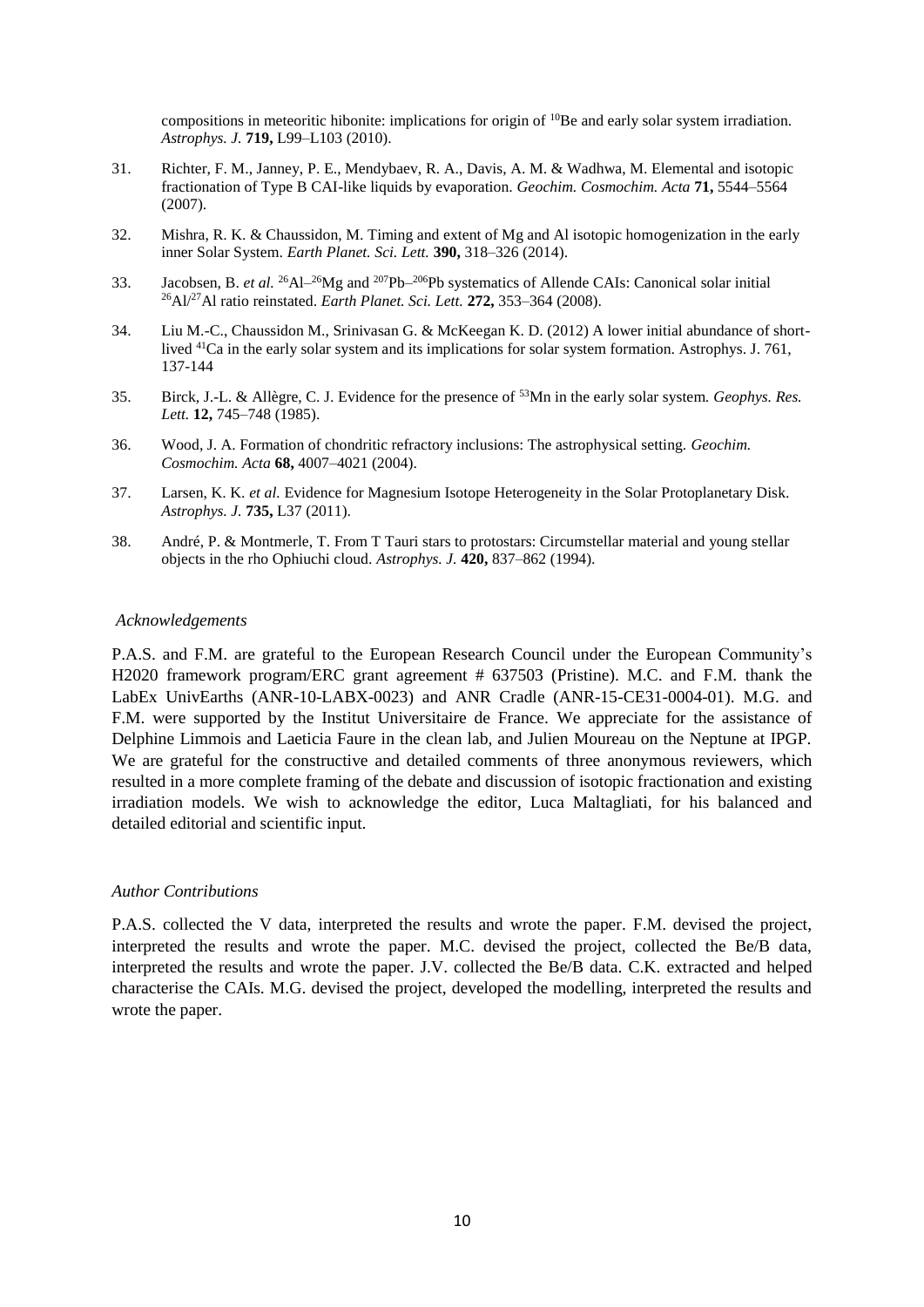compositions in meteoritic hibonite: implications for origin of $^{10}$Be and early solar system irradiation. *Astrophys. J.* **719,** L99–L103 (2010).

31. Richter, F. M., Janney, P. E., Mendybaev, R. A., Davis, A. M. & Wadhwa, M. Elemental and isotopic fractionation of Type B CAI-like liquids by evaporation. *Geochim. Cosmochim. Acta* **71,** 5544–5564 (2007).

32. Mishra, R. K. & Chaussidon, M. Timing and extent of Mg and Al isotopic homogenization in the early inner Solar System. *Earth Planet. Sci. Lett.* **390,** 318–326 (2014).

33. Jacobsen, B. *et al.* $^{26}$Al–$^{26}$Mg and $^{207}$Pb–$^{206}$Pb systematics of Allende CAIs: Canonical solar initial $^{26}$Al/$^{27}$Al ratio reinstated. *Earth Planet. Sci. Lett.* **272,** 353–364 (2008).

34. Liu M.-C., Chaussidon M., Srinivasan G. & McKeegan K. D. (2012) A lower initial abundance of short-lived $^{41}$Ca in the early solar system and its implications for solar system formation. Astrophys. J. 761, 137-144

35. Birck, J.-L. & Allègre, C. J. Evidence for the presence of $^{53}$Mn in the early solar system. *Geophys. Res. Lett.* **12,** 745–748 (1985).

36. Wood, J. A. Formation of chondritic refractory inclusions: The astrophysical setting. *Geochim. Cosmochim. Acta* **68,** 4007–4021 (2004).

37. Larsen, K. K. *et al.* Evidence for Magnesium Isotope Heterogeneity in the Solar Protoplanetary Disk. *Astrophys. J.* **735,** L37 (2011).

38. André, P. & Montmerle, T. From T Tauri stars to protostars: Circumstellar material and young stellar objects in the rho Ophiuchi cloud. *Astrophys. J.* **420,** 837–862 (1994).

*Acknowledgements*

P.A.S. and F.M. are grateful to the European Research Council under the European Community's H2020 framework program/ERC grant agreement # 637503 (Pristine). M.C. and F.M. thank the LabEx UnivEarths (ANR-10-LABX-0023) and ANR Cradle (ANR-15-CE31-0004-01). M.G. and F.M. were supported by the Institut Universitaire de France. We appreciate for the assistance of Delphine Limmois and Laeticia Faure in the clean lab, and Julien Moureau on the Neptune at IPGP. We are grateful for the constructive and detailed comments of three anonymous reviewers, which resulted in a more complete framing of the debate and discussion of isotopic fractionation and existing irradiation models. We wish to acknowledge the editor, Luca Maltagliati, for his balanced and detailed editorial and scientific input.

*Author Contributions*

P.A.S. collected the V data, interpreted the results and wrote the paper. F.M. devised the project, interpreted the results and wrote the paper. M.C. devised the project, collected the Be/B data, interpreted the results and wrote the paper. J.V. collected the Be/B data. C.K. extracted and helped characterise the CAIs. M.G. devised the project, developed the modelling, interpreted the results and wrote the paper.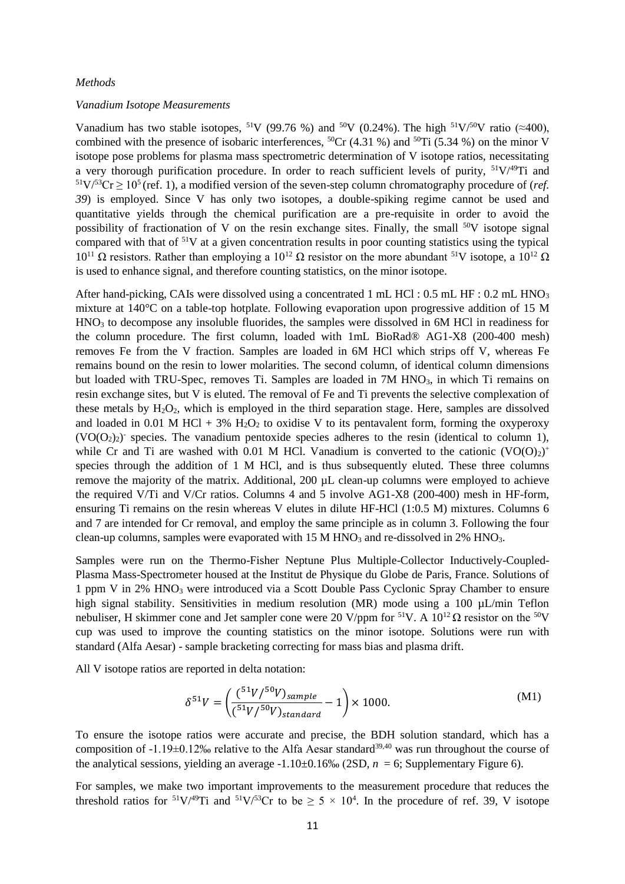*Methods*

*Vanadium Isotope Measurements*

Vanadium has two stable isotopes, $^{51}V$ (99.76 %) and $^{50}V$ (0.24%). The high $^{51}V/^{50}V$ ratio (≈400), combined with the presence of isobaric interferences, $^{50}Cr$ (4.31 %) and $^{50}Ti$ (5.34 %) on the minor V isotope pose problems for plasma mass spectrometric determination of V isotope ratios, necessitating a very thorough purification procedure. In order to reach sufficient levels of purity, $^{51}V/^{49}Ti$ and $^{51}V/^{53}Cr \geq 10^5$ (ref. 1), a modified version of the seven-step column chromatography procedure of (*ref. 39*) is employed. Since V has only two isotopes, a double-spiking regime cannot be used and quantitative yields through the chemical purification are a pre-requisite in order to avoid the possibility of fractionation of V on the resin exchange sites. Finally, the small $^{50}V$ isotope signal compared with that of $^{51}V$ at a given concentration results in poor counting statistics using the typical $10^{11}$ Ω resistors. Rather than employing a $10^{12}$ Ω resistor on the more abundant $^{51}V$ isotope, a $10^{12}$ Ω is used to enhance signal, and therefore counting statistics, on the minor isotope.

After hand-picking, CAIs were dissolved using a concentrated 1 mL HCl : 0.5 mL HF : 0.2 mL $HNO_3$ mixture at 140°C on a table-top hotplate. Following evaporation upon progressive addition of 15 M $HNO_3$ to decompose any insoluble fluorides, the samples were dissolved in 6M HCl in readiness for the column procedure. The first column, loaded with 1mL BioRad® AG1-X8 (200-400 mesh) removes Fe from the V fraction. Samples are loaded in 6M HCl which strips off V, whereas Fe remains bound on the resin to lower molarities. The second column, of identical column dimensions but loaded with TRU-Spec, removes Ti. Samples are loaded in 7M $HNO_3$, in which Ti remains on resin exchange sites, but V is eluted. The removal of Fe and Ti prevents the selective complexation of these metals by $H_2O_2$, which is employed in the third separation stage. Here, samples are dissolved and loaded in 0.01 M HCl + 3% $H_2O_2$ to oxidise V to its pentavalent form, forming the oxyperoxy $(VO(O_2)_2)^-$ species. The vanadium pentoxide species adheres to the resin (identical to column 1), while Cr and Ti are washed with 0.01 M HCl. Vanadium is converted to the cationic $(VO(O)_2)^+$ species through the addition of 1 M HCl, and is thus subsequently eluted. These three columns remove the majority of the matrix. Additional, 200 µL clean-up columns were employed to achieve the required V/Ti and V/Cr ratios. Columns 4 and 5 involve AG1-X8 (200-400) mesh in HF-form, ensuring Ti remains on the resin whereas V elutes in dilute HF-HCl (1:0.5 M) mixtures. Columns 6 and 7 are intended for Cr removal, and employ the same principle as in column 3. Following the four clean-up columns, samples were evaporated with 15 M $HNO_3$ and re-dissolved in 2% $HNO_3$.

Samples were run on the Thermo-Fisher Neptune Plus Multiple-Collector Inductively-Coupled-Plasma Mass-Spectrometer housed at the Institut de Physique du Globe de Paris, France. Solutions of 1 ppm V in 2% $HNO_3$ were introduced via a Scott Double Pass Cyclonic Spray Chamber to ensure high signal stability. Sensitivities in medium resolution (MR) mode using a 100 µL/min Teflon nebuliser, H skimmer cone and Jet sampler cone were 20 V/ppm for $^{51}V$. A $10^{12}$ Ω resistor on the $^{50}V$ cup was used to improve the counting statistics on the minor isotope. Solutions were run with standard (Alfa Aesar) - sample bracketing correcting for mass bias and plasma drift.

All V isotope ratios are reported in delta notation:

$$\delta^{51}V = \left( \frac{(^{51}V/^{50}V)_{sample}}{(^{51}V/^{50}V)_{standard}} - 1 \right) \times 1000. \tag{M1}$$

To ensure the isotope ratios were accurate and precise, the BDH solution standard, which has a composition of -1.19±0.12‰ relative to the Alfa Aesar standard[39,40] was run throughout the course of the analytical sessions, yielding an average -1.10±0.16‰ (2SD, $n$ = 6; Supplementary Figure 6).

For samples, we make two important improvements to the measurement procedure that reduces the threshold ratios for $^{51}V/^{49}Ti$ and $^{51}V/^{53}Cr$ to be $\geq 5 \times 10^4$. In the procedure of ref. 39, V isotope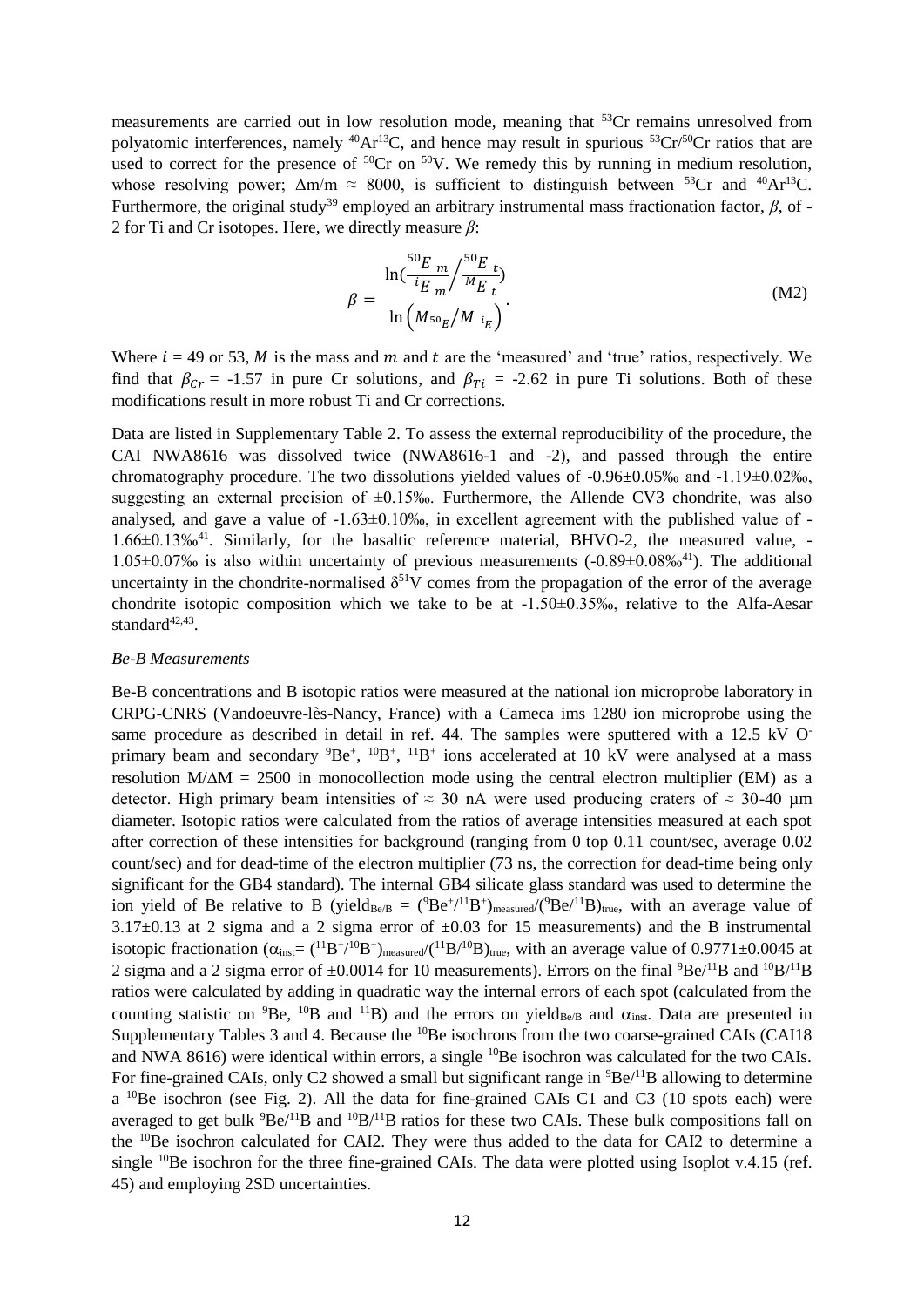measurements are carried out in low resolution mode, meaning that $^{53}Cr$ remains unresolved from polyatomic interferences, namely $^{40}Ar^{13}C$, and hence may result in spurious $^{53}Cr/^{50}Cr$ ratios that are used to correct for the presence of $^{50}Cr$ on $^{50}V$. We remedy this by running in medium resolution, whose resolving power; $\Delta m/m \approx 8000$, is sufficient to distinguish between $^{53}Cr$ and $^{40}Ar^{13}C$. Furthermore, the original study[39] employed an arbitrary instrumental mass fractionation factor, $\beta$, of -2 for Ti and Cr isotopes. Here, we directly measure $\beta$:

$$\beta = \frac{\ln(\frac{^{50}E_{m}}{^{i}E_{m}} / \frac{^{50}E_{t}}{^{M}E_{t}})}{\ln\left(M_{^{50}E}/M_{^{i}E}\right)}. \tag{M2}$$

Where $i$ = 49 or 53, $M$ is the mass and $m$ and $t$ are the 'measured' and 'true' ratios, respectively. We find that $\beta_{Cr}$ = -1.57 in pure Cr solutions, and $\beta_{Ti}$ = -2.62 in pure Ti solutions. Both of these modifications result in more robust Ti and Cr corrections.

Data are listed in Supplementary Table 2. To assess the external reproducibility of the procedure, the CAI NWA8616 was dissolved twice (NWA8616-1 and -2), and passed through the entire chromatography procedure. The two dissolutions yielded values of -0.96±0.05‰ and -1.19±0.02‰, suggesting an external precision of ±0.15‰. Furthermore, the Allende CV3 chondrite, was also analysed, and gave a value of -1.63±0.10‰, in excellent agreement with the published value of -1.66±0.13‰[41]. Similarly, for the basaltic reference material, BHVO-2, the measured value, -1.05±0.07‰ is also within uncertainty of previous measurements (-0.89±0.08‰[41]). The additional uncertainty in the chondrite-normalised $\delta^{51}V$ comes from the propagation of the error of the average chondrite isotopic composition which we take to be at -1.50±0.35‰, relative to the Alfa-Aesar standard[42,43].

*Be-B Measurements*

Be-B concentrations and B isotopic ratios were measured at the national ion microprobe laboratory in CRPG-CNRS (Vandoeuvre-lès-Nancy, France) with a Cameca ims 1280 ion microprobe using the same procedure as described in detail in ref. 44. The samples were sputtered with a 12.5 kV $O^-$ primary beam and secondary $^{9}Be^+$, $^{10}B^+$, $^{11}B^+$ ions accelerated at 10 kV were analysed at a mass resolution M/ΔM = 2500 in monocollection mode using the central electron multiplier (EM) as a detector. High primary beam intensities of ≈ 30 nA were used producing craters of ≈ 30-40 µm diameter. Isotopic ratios were calculated from the ratios of average intensities measured at each spot after correction of these intensities for background (ranging from 0 top 0.11 count/sec, average 0.02 count/sec) and for dead-time of the electron multiplier (73 ns, the correction for dead-time being only significant for the GB4 standard). The internal GB4 silicate glass standard was used to determine the ion yield of Be relative to B ($yield_{Be/B} = (^{9}Be^+/^{11}B^+)_{measured}/(^{9}Be/^{11}B)_{true}$, with an average value of 3.17±0.13 at 2 sigma and a 2 sigma error of ±0.03 for 15 measurements) and the B instrumental isotopic fractionation ($\alpha_{inst} = (^{11}B^+/^{10}B^+)_{measured}/(^{11}B/^{10}B)_{true}$, with an average value of 0.9771±0.0045 at 2 sigma and a 2 sigma error of ±0.0014 for 10 measurements). Errors on the final $^{9}Be/^{11}B$ and $^{10}B/^{11}B$ ratios were calculated by adding in quadratic way the internal errors of each spot (calculated from the counting statistic on $^{9}Be$, $^{10}B$ and $^{11}B$) and the errors on $yield_{Be/B}$ and $\alpha_{inst}$. Data are presented in Supplementary Tables 3 and 4. Because the $^{10}Be$ isochrons from the two coarse-grained CAIs (CAI18 and NWA 8616) were identical within errors, a single $^{10}Be$ isochron was calculated for the two CAIs. For fine-grained CAIs, only C2 showed a small but significant range in $^{9}Be/^{11}B$ allowing to determine a $^{10}Be$ isochron (see Fig. 2). All the data for fine-grained CAIs C1 and C3 (10 spots each) were averaged to get bulk $^{9}Be/^{11}B$ and $^{10}B/^{11}B$ ratios for these two CAIs. These bulk compositions fall on the $^{10}Be$ isochron calculated for CAI2. They were thus added to the data for CAI2 to determine a single $^{10}Be$ isochron for the three fine-grained CAIs. The data were plotted using Isoplot v.4.15 (ref. 45) and employing 2SD uncertainties.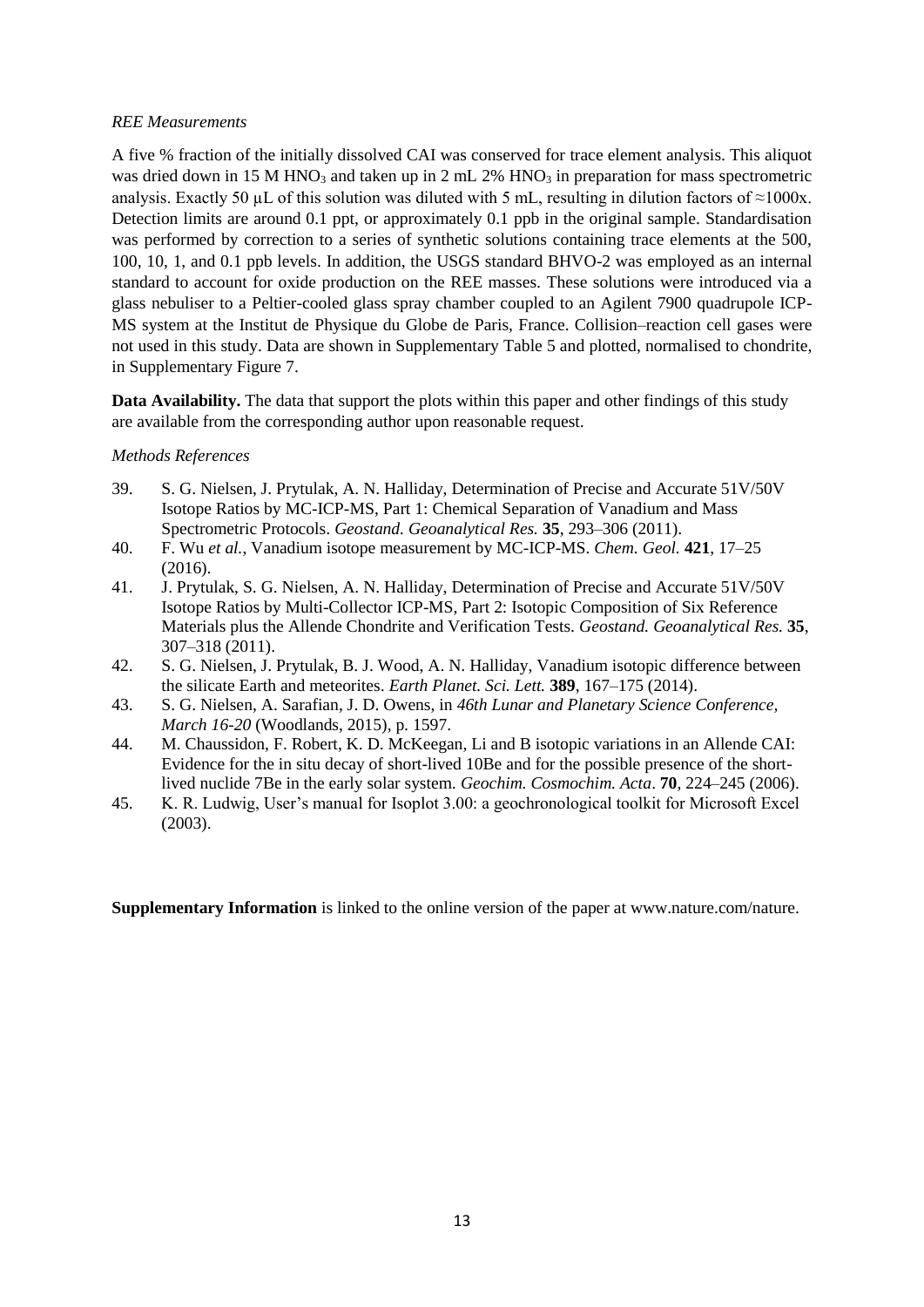*REE Measurements*

A five % fraction of the initially dissolved CAI was conserved for trace element analysis. This aliquot was dried down in 15 M $HNO_3$ and taken up in 2 mL 2% $HNO_3$ in preparation for mass spectrometric analysis. Exactly 50 µL of this solution was diluted with 5 mL, resulting in dilution factors of ≈1000x. Detection limits are around 0.1 ppt, or approximately 0.1 ppb in the original sample. Standardisation was performed by correction to a series of synthetic solutions containing trace elements at the 500, 100, 10, 1, and 0.1 ppb levels. In addition, the USGS standard BHVO-2 was employed as an internal standard to account for oxide production on the REE masses. These solutions were introduced via a glass nebuliser to a Peltier-cooled glass spray chamber coupled to an Agilent 7900 quadrupole ICP-MS system at the Institut de Physique du Globe de Paris, France. Collision–reaction cell gases were not used in this study. Data are shown in Supplementary Table 5 and plotted, normalised to chondrite, in Supplementary Figure 7.

**Data Availability.** The data that support the plots within this paper and other findings of this study are available from the corresponding author upon reasonable request.

*Methods References*

39. S. G. Nielsen, J. Prytulak, A. N. Halliday, Determination of Precise and Accurate 51V/50V Isotope Ratios by MC-ICP-MS, Part 1: Chemical Separation of Vanadium and Mass Spectrometric Protocols. *Geostand. Geoanalytical Res.* **35**, 293–306 (2011).
40. F. Wu *et al.*, Vanadium isotope measurement by MC-ICP-MS. *Chem. Geol.* **421**, 17–25 (2016).
41. J. Prytulak, S. G. Nielsen, A. N. Halliday, Determination of Precise and Accurate 51V/50V Isotope Ratios by Multi-Collector ICP-MS, Part 2: Isotopic Composition of Six Reference Materials plus the Allende Chondrite and Verification Tests. *Geostand. Geoanalytical Res.* **35**, 307–318 (2011).
42. S. G. Nielsen, J. Prytulak, B. J. Wood, A. N. Halliday, Vanadium isotopic difference between the silicate Earth and meteorites. *Earth Planet. Sci. Lett.* **389**, 167–175 (2014).
43. S. G. Nielsen, A. Sarafian, J. D. Owens, in *46th Lunar and Planetary Science Conference, March 16-20* (Woodlands, 2015), p. 1597.
44. M. Chaussidon, F. Robert, K. D. McKeegan, Li and B isotopic variations in an Allende CAI: Evidence for the in situ decay of short-lived 10Be and for the possible presence of the short-lived nuclide 7Be in the early solar system. *Geochim. Cosmochim. Acta*. **70**, 224–245 (2006).
45. K. R. Ludwig, User's manual for Isoplot 3.00: a geochronological toolkit for Microsoft Excel (2003).

**Supplementary Information** is linked to the online version of the paper at www.nature.com/nature.